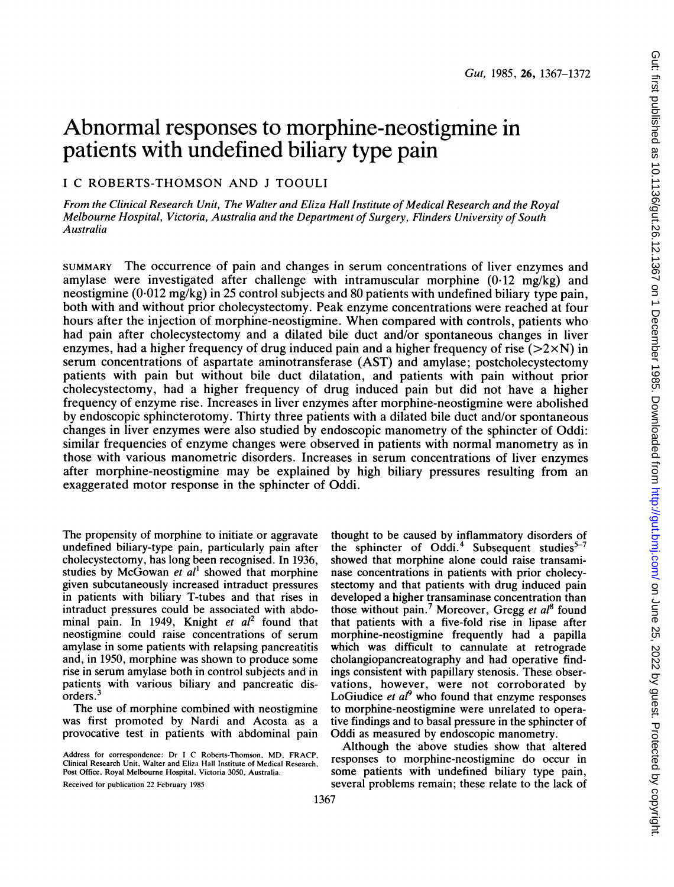# Abnormal responses to morphine-neostigmine in patients with undefined biliary type pain

I C ROBERTS-THOMSON AND J TOOULI

*From the Clinical Research Unit, The Walter and Eliza Hall Institute of Medical Research and the Royal Melbourne Hospital, Victoria, Australia and the Department of Surgery, Flinders University of South Australia*

SUMMARY The occurrence of pain and changes in serum concentrations of liver enzymes and amylase were investigated after challenge with intramuscular morphine (0·12 mg/kg) and neostigmine (0·012 mg/kg) in 25 control subjects and 80 patients with undefined biliary type pain, both with and without prior cholecystectomy. Peak enzyme concentrations were reached at four hours after the injection of morphine-neostigmine. When compared with controls, patients who had pain after cholecystectomy and a dilated bile duct and/or spontaneous changes in liver enzymes, had a higher frequency of drug induced pain and a higher frequency of rise ($>2\times N$) in serum concentrations of aspartate aminotransferase (AST) and amylase; postcholecystectomy patients with pain but without bile duct dilatation, and patients with pain without prior cholecystectomy, had a higher frequency of drug induced pain but did not have a higher frequency of enzyme rise. Increases in liver enzymes after morphine-neostigmine were abolished by endoscopic sphincterotomy. Thirty three patients with a dilated bile duct and/or spontaneous changes in liver enzymes were also studied by endoscopic manometry of the sphincter of Oddi: similar frequencies of enzyme changes were observed in patients with normal manometry as in those with various manometric disorders. Increases in serum concentrations of liver enzymes after morphine-neostigmine may be explained by high biliary pressures resulting from an exaggerated motor response in the sphincter of Oddi.

The propensity of morphine to initiate or aggravate undefined biliary-type pain, particularly pain after cholecystectomy, has long been recognised. In 1936, studies by McGowan *et al*[1] showed that morphine given subcutaneously increased intraduct pressures in patients with biliary T-tubes and that rises in intraduct pressures could be associated with abdominal pain. In 1949, Knight *et al*[2] found that neostigmine could raise concentrations of serum amylase in some patients with relapsing pancreatitis and, in 1950, morphine was shown to produce some rise in serum amylase both in control subjects and in patients with various biliary and pancreatic disorders.[3]

The use of morphine combined with neostigmine was first promoted by Nardi and Acosta as a provocative test in patients with abdominal pain thought to be caused by inflammatory disorders of the sphincter of Oddi.[4] Subsequent studies[5–7] showed that morphine alone could raise transaminase concentrations in patients with prior cholecystectomy and that patients with drug induced pain developed a higher transaminase concentration than those without pain.[7] Moreover, Gregg *et al*[8] found that patients with a five-fold rise in lipase after morphine-neostigmine frequently had a papilla which was difficult to cannulate at retrograde cholangiopancreatography and had operative findings consistent with papillary stenosis. These observations, however, were not corroborated by LoGiudice *et al*[9] who found that enzyme responses to morphine-neostigmine were unrelated to operative findings and to basal pressure in the sphincter of Oddi as measured by endoscopic manometry.

Although the above studies show that altered responses to morphine-neostigmine do occur in some patients with undefined biliary type pain, several problems remain; these relate to the lack of

Address for correspondence: Dr I C Roberts-Thomson, MD, FRACP, Clinical Research Unit, Walter and Eliza Hall Institute of Medical Research, Post Office, Royal Melbourne Hospital, Victoria 3050, Australia.

Received for publication 22 February 1985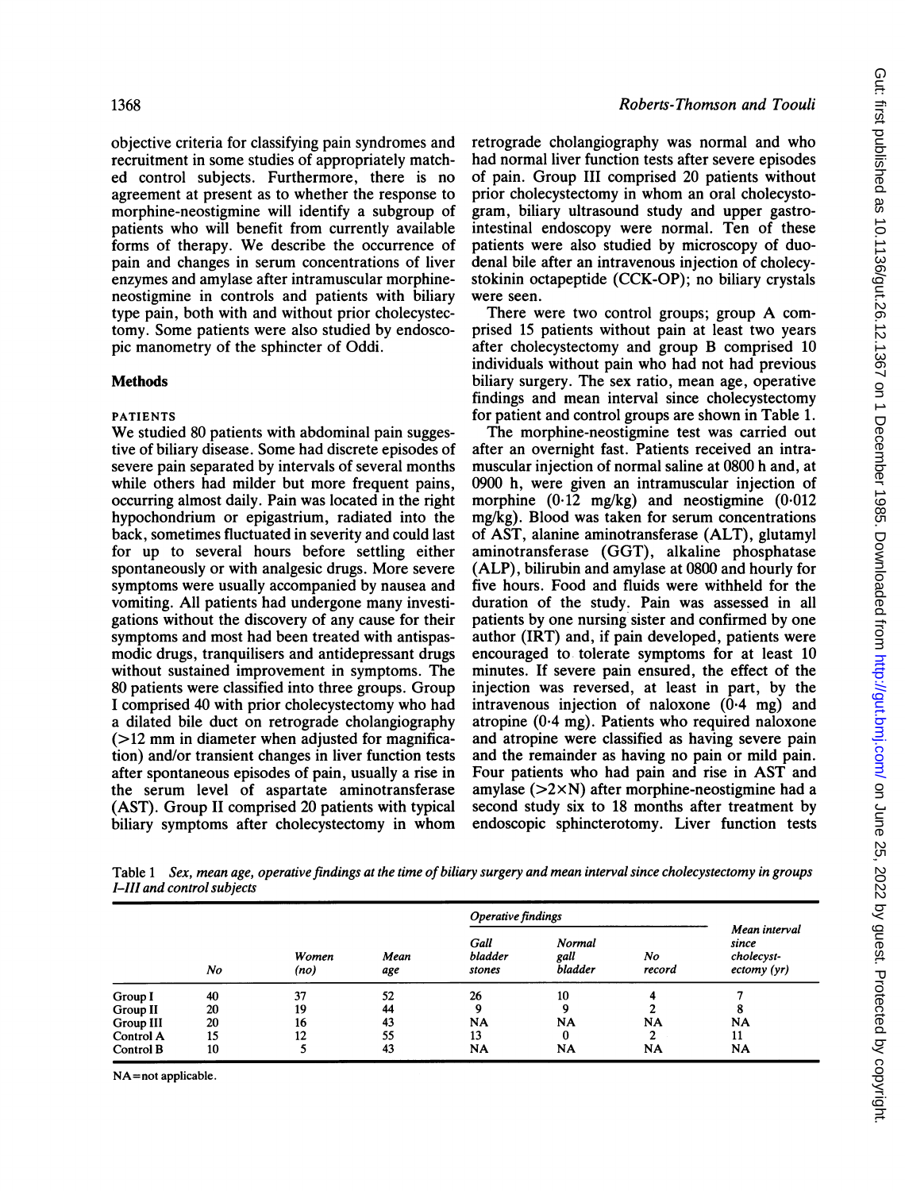objective criteria for classifying pain syndromes and recruitment in some studies of appropriately matched control subjects. Furthermore, there is no agreement at present as to whether the response to morphine-neostigmine will identify a subgroup of patients who will benefit from currently available forms of therapy. We describe the occurrence of pain and changes in serum concentrations of liver enzymes and amylase after intramuscular morphine-neostigmine in controls and patients with biliary type pain, both with and without prior cholecystectomy. Some patients were also studied by endoscopic manometry of the sphincter of Oddi.

## Methods

### PATIENTS

We studied 80 patients with abdominal pain suggestive of biliary disease. Some had discrete episodes of severe pain separated by intervals of several months while others had milder but more frequent pains, occurring almost daily. Pain was located in the right hypochondrium or epigastrium, radiated into the back, sometimes fluctuated in severity and could last for up to several hours before settling either spontaneously or with analgesic drugs. More severe symptoms were usually accompanied by nausea and vomiting. All patients had undergone many investigations without the discovery of any cause for their symptoms and most had been treated with antispasmodic drugs, tranquilisers and antidepressant drugs without sustained improvement in symptoms. The 80 patients were classified into three groups. Group I comprised 40 with prior cholecystectomy who had a dilated bile duct on retrograde cholangiography (>12 mm in diameter when adjusted for magnification) and/or transient changes in liver function tests after spontaneous episodes of pain, usually a rise in the serum level of aspartate aminotransferase (AST). Group II comprised 20 patients with typical biliary symptoms after cholecystectomy in whom retrograde cholangiography was normal and who had normal liver function tests after severe episodes of pain. Group III comprised 20 patients without prior cholecystectomy in whom an oral cholecystogram, biliary ultrasound study and upper gastrointestinal endoscopy were normal. Ten of these patients were also studied by microscopy of duodenal bile after an intravenous injection of cholecystokinin octapeptide (CCK-OP); no biliary crystals were seen.

There were two control groups; group A comprised 15 patients without pain at least two years after cholecystectomy and group B comprised 10 individuals without pain who had not had previous biliary surgery. The sex ratio, mean age, operative findings and mean interval since cholecystectomy for patient and control groups are shown in Table 1.

The morphine-neostigmine test was carried out after an overnight fast. Patients received an intramuscular injection of normal saline at 0800 h and, at 0900 h, were given an intramuscular injection of morphine (0·12 mg/kg) and neostigmine (0·012 mg/kg). Blood was taken for serum concentrations of AST, alanine aminotransferase (ALT), glutamyl aminotransferase (GGT), alkaline phosphatase (ALP), bilirubin and amylase at 0800 and hourly for five hours. Food and fluids were withheld for the duration of the study. Pain was assessed in all patients by one nursing sister and confirmed by one author (IRT) and, if pain developed, patients were encouraged to tolerate symptoms for at least 10 minutes. If severe pain ensured, the effect of the injection was reversed, at least in part, by the intravenous injection of naloxone (0·4 mg) and atropine (0·4 mg). Patients who required naloxone and atropine were classified as having severe pain and the remainder as having no pain or mild pain. Four patients who had pain and rise in AST and amylase (>2×N) after morphine-neostigmine had a second study six to 18 months after treatment by endoscopic sphincterotomy. Liver function tests

Table 1 *Sex, mean age, operative findings at the time of biliary surgery and mean interval since cholecystectomy in groups I–III and control subjects*

| | No | Women (no) | Mean age | Operative findings | | | Mean interval since cholecystectomy (yr) |
|---|---|---|---|---|---|---|---|
| | | | | Gall bladder stones | Normal gall bladder | No record | |
| Group I | 40 | 37 | 52 | 26 | 10 | 4 | 7 |
| Group II | 20 | 19 | 44 | 9 | 9 | 2 | 8 |
| Group III | 20 | 16 | 43 | NA | NA | NA | NA |
| Control A | 15 | 12 | 55 | 13 | 0 | 2 | 11 |
| Control B | 10 | 5 | 43 | NA | NA | NA | NA |

NA=not applicable.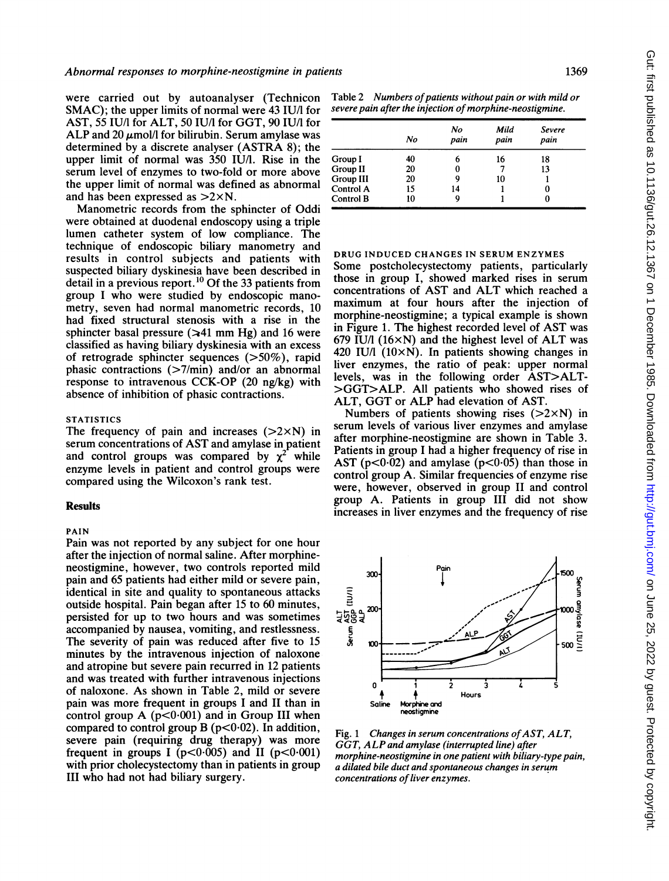were carried out by autoanalyser (Technicon SMAC); the upper limits of normal were 43 IU/l for AST, 55 IU/l for ALT, 50 IU/l for GGT, 90 IU/l for ALP and 20 μmol/l for bilirubin. Serum amylase was determined by a discrete analyser (ASTRA 8); the upper limit of normal was 350 IU/l. Rise in the serum level of enzymes to two-fold or more above the upper limit of normal was defined as abnormal and has been expressed as >2×N.

Manometric records from the sphincter of Oddi were obtained at duodenal endoscopy using a triple lumen catheter system of low compliance. The technique of endoscopic biliary manometry and results in control subjects and patients with suspected biliary dyskinesia have been described in detail in a previous report.[10] Of the 33 patients from group I who were studied by endoscopic manometry, seven had normal manometric records, 10 had fixed structural stenosis with a rise in the sphincter basal pressure (≥41 mm Hg) and 16 were classified as having biliary dyskinesia with an excess of retrograde sphincter sequences (>50%), rapid phasic contractions (>7/min) and/or an abnormal response to intravenous CCK-OP (20 ng/kg) with absence of inhibition of phasic contractions.

### STATISTICS

The frequency of pain and increases (>2×N) in serum concentrations of AST and amylase in patient and control groups was compared by $\chi^2$ while enzyme levels in patient and control groups were compared using the Wilcoxon's rank test.

## Results

### PAIN

Pain was not reported by any subject for one hour after the injection of normal saline. After morphine-neostigmine, however, two controls reported mild pain and 65 patients had either mild or severe pain, identical in site and quality to spontaneous attacks outside hospital. Pain began after 15 to 60 minutes, persisted for up to two hours and was sometimes accompanied by nausea, vomiting, and restlessness. The severity of pain was reduced after five to 15 minutes by the intravenous injection of naloxone and atropine but severe pain recurred in 12 patients and was treated with further intravenous injections of naloxone. As shown in Table 2, mild or severe pain was more frequent in groups I and II than in control group A ($p<0.001$) and in Group III when compared to control group B ($p<0.02$). In addition, severe pain (requiring drug therapy) was more frequent in groups I ($p<0.005$) and II ($p<0.001$) with prior cholecystectomy than in patients in group III who had not had biliary surgery.

*Table 2 Numbers of patients without pain or with mild or severe pain after the injection of morphine-neostigmine.*

| | No | No pain | Mild pain | Severe pain |
|---|---|---|---|---|
| Group I | 40 | 6 | 16 | 18 |
| Group II | 20 | 0 | 7 | 13 |
| Group III | 20 | 9 | 10 | 1 |
| Control A | 15 | 14 | 1 | 0 |
| Control B | 10 | 9 | 1 | 0 |

### DRUG INDUCED CHANGES IN SERUM ENZYMES

Some postcholecystectomy patients, particularly those in group I, showed marked rises in serum concentrations of AST and ALT which reached a maximum at four hours after the injection of morphine-neostigmine; a typical example is shown in Figure 1. The highest recorded level of AST was 679 IU/l (16×N) and the highest level of ALT was 420 IU/l (10×N). In patients showing changes in liver enzymes, the ratio of peak: upper normal levels, was in the following order AST>ALT->GGT>ALP. All patients who showed rises of ALT, GGT or ALP had elevation of AST.

Numbers of patients showing rises (>2×N) in serum levels of various liver enzymes and amylase after morphine-neostigmine are shown in Table 3. Patients in group I had a higher frequency of rise in AST ($p<0.02$) and amylase ($p<0.05$) than those in control group A. Similar frequencies of enzyme rise were, however, observed in group II and control group A. Patients in group III did not show increases in liver enzymes and the frequency of rise

Fig. 1 *Changes in serum concentrations of AST, ALT, GGT, ALP and amylase (interrupted line) after morphine-neostigmine in one patient with biliary-type pain, a dilated bile duct and spontaneous changes in serum concentrations of liver enzymes.*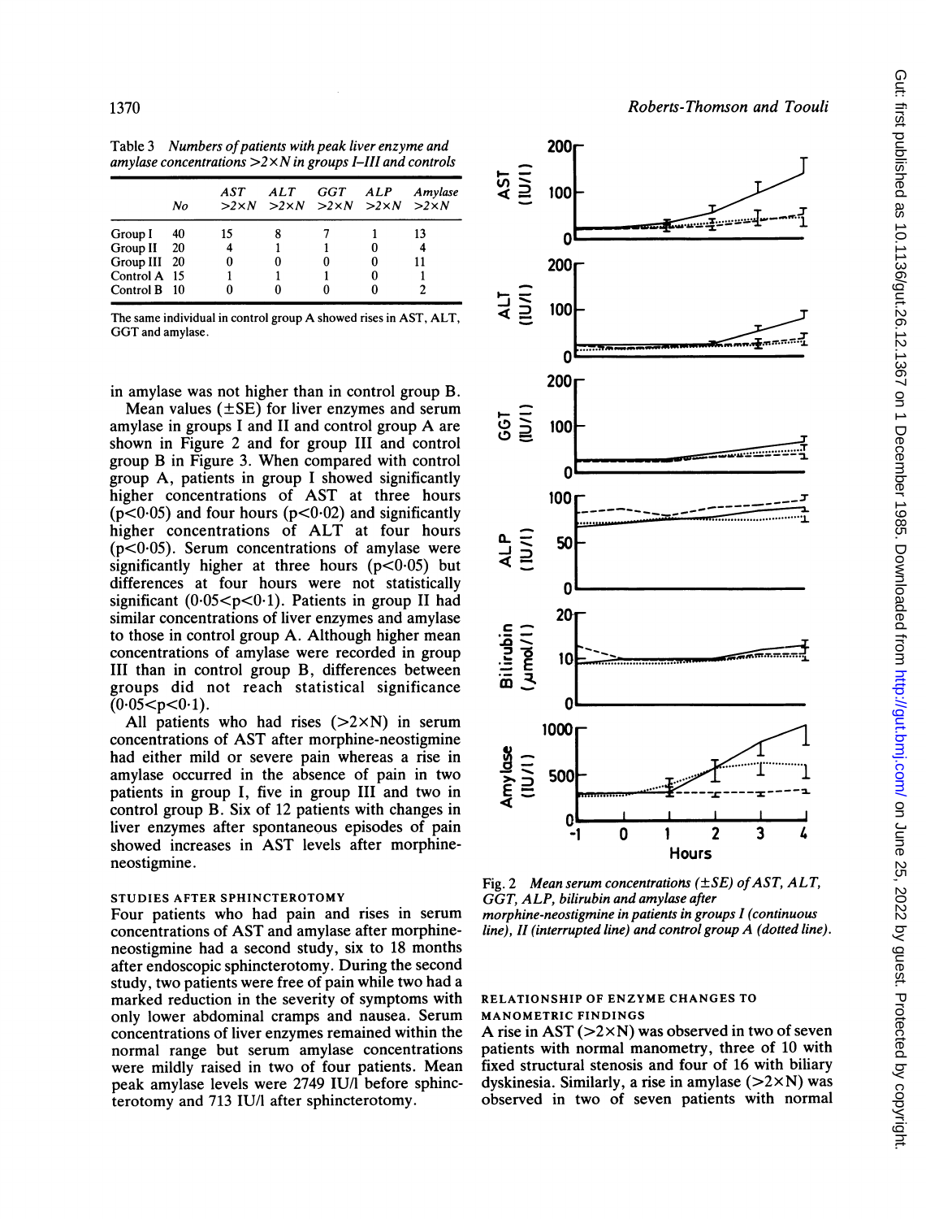Table 3 *Numbers of patients with peak liver enzyme and amylase concentrations >2×N in groups I–III and controls*

|  | No | AST >2×N | ALT >2×N | GGT >2×N | ALP >2×N | Amylase >2×N |
|---|---|---|---|---|---|---|
| Group I | 40 | 15 | 8 | 7 | 1 | 13 |
| Group II | 20 | 4 | 1 | 1 | 0 | 4 |
| Group III | 20 | 0 | 0 | 0 | 0 | 11 |
| Control A | 15 | 1 | 1 | 1 | 0 | 1 |
| Control B | 10 | 0 | 0 | 0 | 0 | 2 |

The same individual in control group A showed rises in AST, ALT, GGT and amylase.

in amylase was not higher than in control group B.

Mean values (±SE) for liver enzymes and serum amylase in groups I and II and control group A are shown in Figure 2 and for group III and control group B in Figure 3. When compared with control group A, patients in group I showed significantly higher concentrations of AST at three hours ($p<0.05$) and four hours ($p<0.02$) and significantly higher concentrations of ALT at four hours ($p<0.05$). Serum concentrations of amylase were significantly higher at three hours ($p<0.05$) but differences at four hours were not statistically significant ($0.05<p<0.1$). Patients in group II had similar concentrations of liver enzymes and amylase to those in control group A. Although higher mean concentrations of amylase were recorded in group III than in control group B, differences between groups did not reach statistical significance ($0.05<p<0.1$).

All patients who had rises (>2×N) in serum concentrations of AST after morphine-neostigmine had either mild or severe pain whereas a rise in amylase occurred in the absence of pain in two patients in group I, five in group III and two in control group B. Six of 12 patients with changes in liver enzymes after spontaneous episodes of pain showed increases in AST levels after morphine-neostigmine.

### STUDIES AFTER SPHINCTEROTOMY

Four patients who had pain and rises in serum concentrations of AST and amylase after morphine-neostigmine had a second study, six to 18 months after endoscopic sphincterotomy. During the second study, two patients were free of pain while two had a marked reduction in the severity of symptoms with only lower abdominal cramps and nausea. Serum concentrations of liver enzymes remained within the normal range but serum amylase concentrations were mildly raised in two of four patients. Mean peak amylase levels were 2749 IU/l before sphincterotomy and 713 IU/l after sphincterotomy.

Fig. 2 *Mean serum concentrations (±SE) of AST, ALT, GGT, ALP, bilirubin and amylase after morphine-neostigmine in patients in groups I (continuous line), II (interrupted line) and control group A (dotted line).*

### RELATIONSHIP OF ENZYME CHANGES TO MANOMETRIC FINDINGS

A rise in AST (>2×N) was observed in two of seven patients with normal manometry, three of 10 with fixed structural stenosis and four of 16 with biliary dyskinesia. Similarly, a rise in amylase (>2×N) was observed in two of seven patients with normal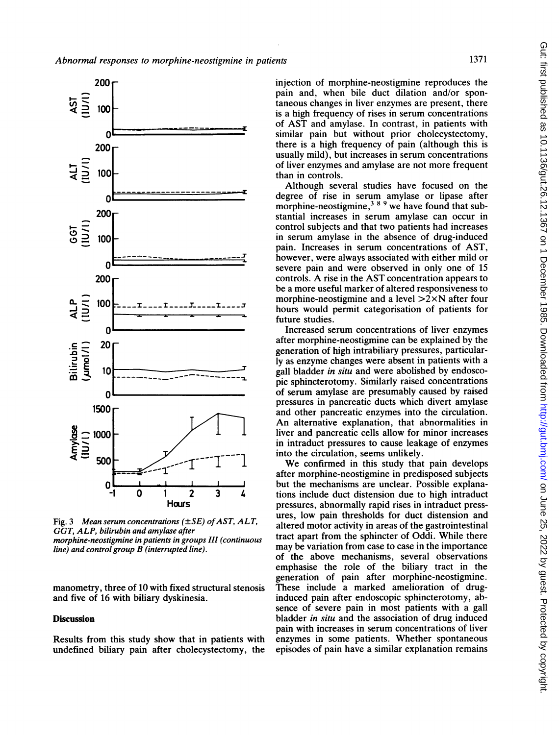Fig. 3 *Mean serum concentrations (±SE) of AST, ALT, GGT, ALP, bilirubin and amylase after morphine-neostigmine in patients in groups III (continuous line) and control group B (interrupted line).*

manometry, three of 10 with fixed structural stenosis and five of 16 with biliary dyskinesia.

## Discussion

Results from this study show that in patients with undefined biliary pain after cholecystectomy, the injection of morphine-neostigmine reproduces the pain and, when bile duct dilation and/or spontaneous changes in liver enzymes are present, there is a high frequency of rises in serum concentrations of AST and amylase. In contrast, in patients with similar pain but without prior cholecystectomy, there is a high frequency of pain (although this is usually mild), but increases in serum concentrations of liver enzymes and amylase are not more frequent than in controls.

Although several studies have focused on the degree of rise in serum amylase or lipase after morphine-neostigmine,[3 8 9] we have found that substantial increases in serum amylase can occur in control subjects and that two patients had increases in serum amylase in the absence of drug-induced pain. Increases in serum concentrations of AST, however, were always associated with either mild or severe pain and were observed in only one of 15 controls. A rise in the AST concentration appears to be a more useful marker of altered responsiveness to morphine-neostigmine and a level >2×N after four hours would permit categorisation of patients for future studies.

Increased serum concentrations of liver enzymes after morphine-neostigmine can be explained by the generation of high intrabiliary pressures, particularly as enzyme changes were absent in patients with a gall bladder *in situ* and were abolished by endoscopic sphincterotomy. Similarly raised concentrations of serum amylase are presumably caused by raised pressures in pancreatic ducts which divert amylase and other pancreatic enzymes into the circulation. An alternative explanation, that abnormalities in liver and pancreatic cells allow for minor increases in intraduct pressures to cause leakage of enzymes into the circulation, seems unlikely.

We confirmed in this study that pain develops after morphine-neostigmine in predisposed subjects but the mechanisms are unclear. Possible explanations include duct distension due to high intraduct pressures, abnormally rapid rises in intraduct pressures, low pain thresholds for duct distension and altered motor activity in areas of the gastrointestinal tract apart from the sphincter of Oddi. While there may be variation from case to case in the importance of the above mechanisms, several observations emphasise the role of the biliary tract in the generation of pain after morphine-neostigmine. These include a marked amelioration of drug-induced pain after endoscopic sphincterotomy, absence of severe pain in most patients with a gall bladder *in situ* and the association of drug induced pain with increases in serum concentrations of liver enzymes in some patients. Whether spontaneous episodes of pain have a similar explanation remains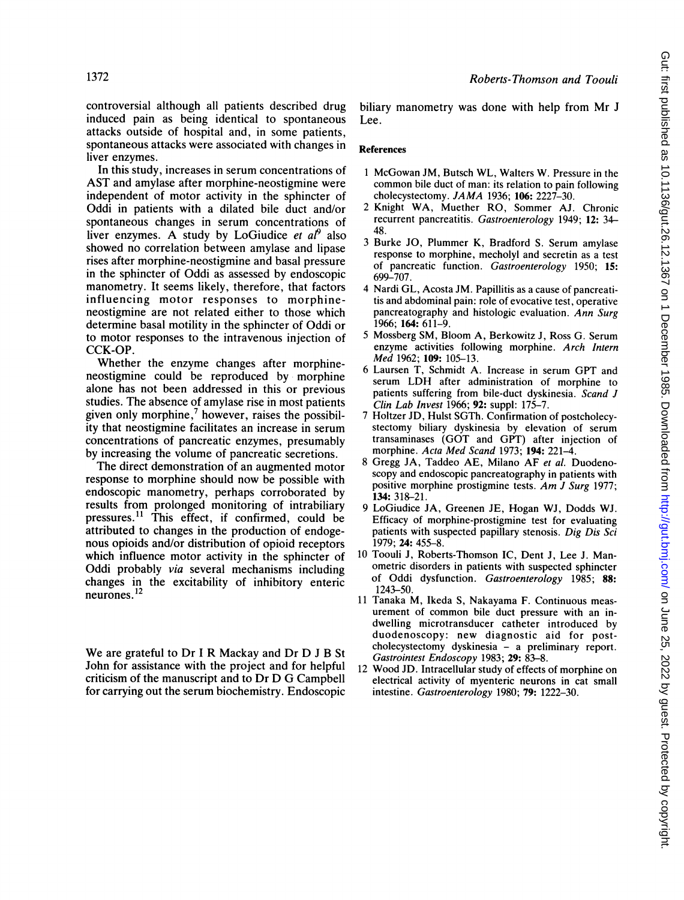controversial although all patients described drug induced pain as being identical to spontaneous attacks outside of hospital and, in some patients, spontaneous attacks were associated with changes in liver enzymes.

In this study, increases in serum concentrations of AST and amylase after morphine-neostigmine were independent of motor activity in the sphincter of Oddi in patients with a dilated bile duct and/or spontaneous changes in serum concentrations of liver enzymes. A study by LoGiudice *et al*[9] also showed no correlation between amylase and lipase rises after morphine-neostigmine and basal pressure in the sphincter of Oddi as assessed by endoscopic manometry. It seems likely, therefore, that factors influencing motor responses to morphine-neostigmine are not related either to those which determine basal motility in the sphincter of Oddi or to motor responses to the intravenous injection of CCK-OP.

Whether the enzyme changes after morphine-neostigmine could be reproduced by morphine alone has not been addressed in this or previous studies. The absence of amylase rise in most patients given only morphine,[7] however, raises the possibility that neostigmine facilitates an increase in serum concentrations of pancreatic enzymes, presumably by increasing the volume of pancreatic secretions.

The direct demonstration of an augmented motor response to morphine should now be possible with endoscopic manometry, perhaps corroborated by results from prolonged monitoring of intrabiliary pressures.[11] This effect, if confirmed, could be attributed to changes in the production of endogenous opioids and/or distribution of opioid receptors which influence motor activity in the sphincter of Oddi probably *via* several mechanisms including changes in the excitability of inhibitory enteric neurones.[12]

We are grateful to Dr I R Mackay and Dr D J B St John for assistance with the project and for helpful criticism of the manuscript and to Dr D G Campbell for carrying out the serum biochemistry. Endoscopic biliary manometry was done with help from Mr J Lee.

## References

1. McGowan JM, Butsch WL, Walters W. Pressure in the common bile duct of man: its relation to pain following cholecystectomy. *JAMA* 1936; **106:** 2227–30.
2. Knight WA, Muether RO, Sommer AJ. Chronic recurrent pancreatitis. *Gastroenterology* 1949; **12:** 34–48.
3. Burke JO, Plummer K, Bradford S. Serum amylase response to morphine, mecholyl and secretin as a test of pancreatic function. *Gastroenterology* 1950; **15:** 699–707.
4. Nardi GL, Acosta JM. Papillitis as a cause of pancreatitis and abdominal pain: role of evocative test, operative pancreatography and histologic evaluation. *Ann Surg* 1966; **164:** 611–9.
5. Mossberg SM, Bloom A, Berkowitz J, Ross G. Serum enzyme activities following morphine. *Arch Intern Med* 1962; **109:** 105–13.
6. Laursen T, Schmidt A. Increase in serum GPT and serum LDH after administration of morphine to patients suffering from bile-duct dyskinesia. *Scand J Clin Lab Invest* 1966; **92:** suppl: 175–7.
7. Holtzer JD, Hulst SGTh. Confirmation of postcholecystectomy biliary dyskinesia by elevation of serum transaminases (GOT and GPT) after injection of morphine. *Acta Med Scand* 1973; **194:** 221–4.
8. Gregg JA, Taddeo AE, Milano AF *et al.* Duodenoscopy and endoscopic pancreatography in patients with positive morphine prostigmine tests. *Am J Surg* 1977; **134:** 318–21.
9. LoGiudice JA, Greenen JE, Hogan WJ, Dodds WJ. Efficacy of morphine-prostigmine test for evaluating patients with suspected papillary stenosis. *Dig Dis Sci* 1979; **24:** 455–8.
10. Toouli J, Roberts-Thomson IC, Dent J, Lee J. Manometric disorders in patients with suspected sphincter of Oddi dysfunction. *Gastroenterology* 1985; **88:** 1243–50.
11. Tanaka M, Ikeda S, Nakayama F. Continuous measurement of common bile duct pressure with an indwelling microtransducer catheter introduced by duodenoscopy: new diagnostic aid for postcholecystectomy dyskinesia – a preliminary report. *Gastrointest Endoscopy* 1983; **29:** 83–8.
12. Wood JD. Intracellular study of effects of morphine on electrical activity of myenteric neurons in cat small intestine. *Gastroenterology* 1980; **79:** 1222–30.